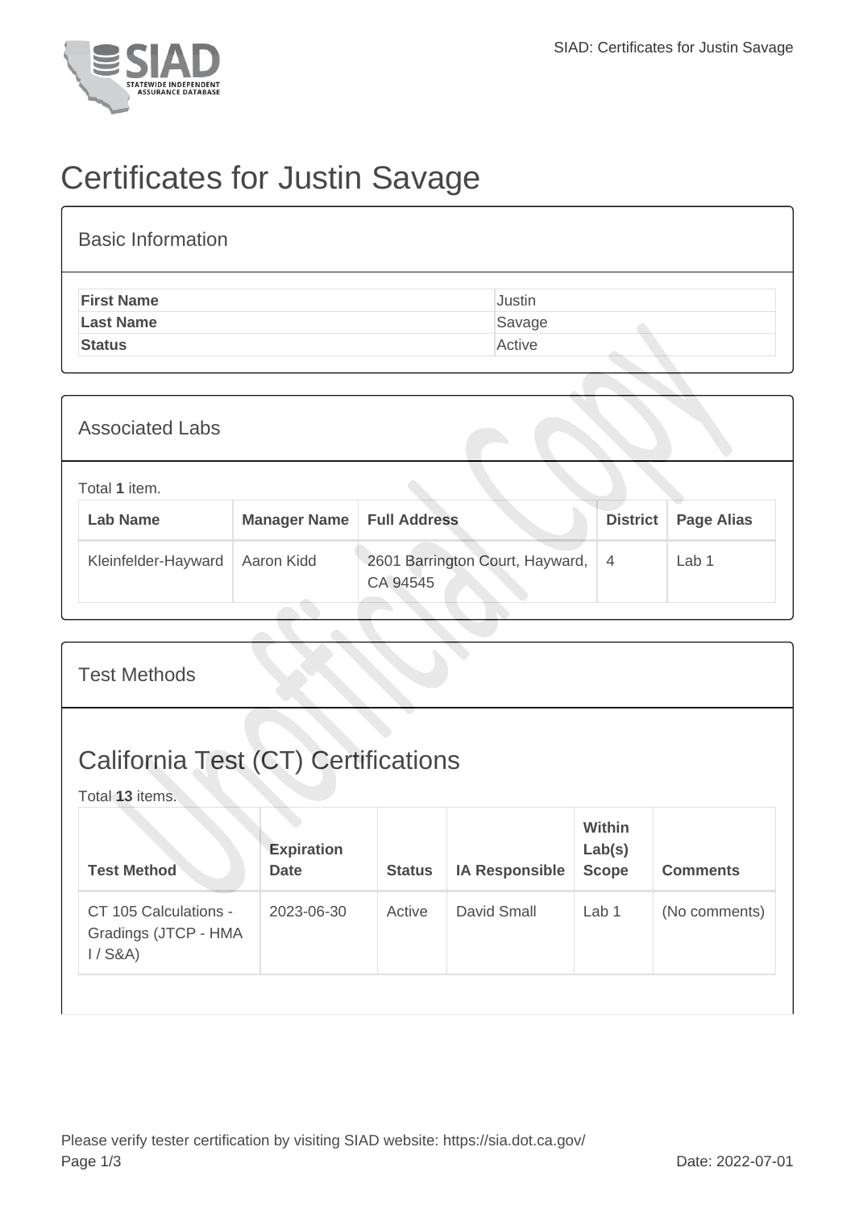# Certificates for Justin Savage

## Basic Information

| | |
|---|---|
| **First Name** | Justin |
| **Last Name** | Savage |
| **Status** | Active |

## Associated Labs

Total **1** item.

| Lab Name | Manager Name | Full Address | District | Page Alias |
|---|---|---|---|---|
| Kleinfelder-Hayward | Aaron Kidd | 2601 Barrington Court, Hayward, CA 94545 | 4 | Lab 1 |

## Test Methods

### California Test (CT) Certifications

Total **13** items.

| Test Method | Expiration Date | Status | IA Responsible | Within Lab(s) Scope | Comments |
|---|---|---|---|---|---|
| CT 105 Calculations - Gradings (JTCP - HMA I / S&A) | 2023-06-30 | Active | David Small | Lab 1 | (No comments) |

Please verify tester certification by visiting SIAD website: https://sia.dot.ca.gov/

Date: 2022-07-01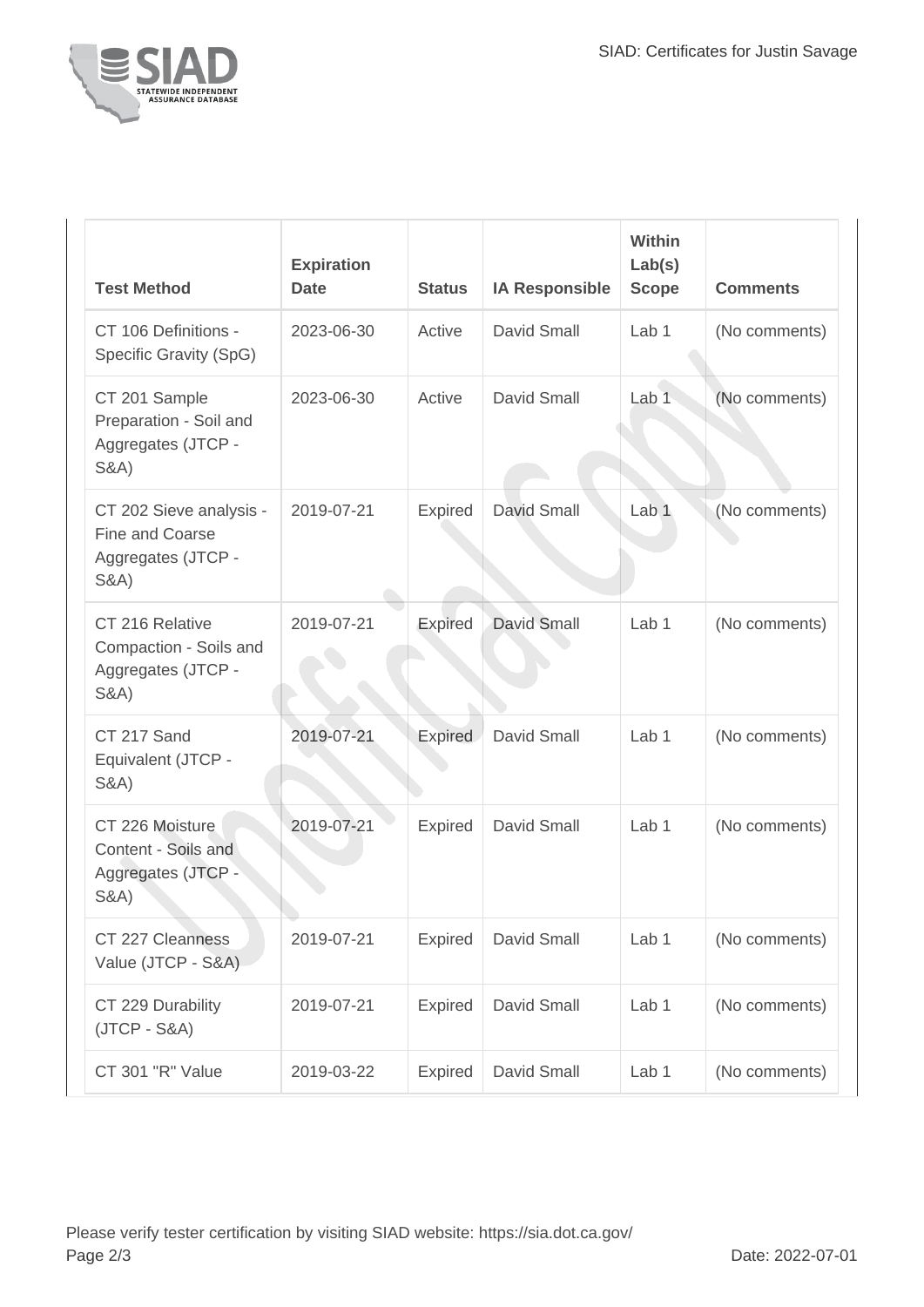| Test Method | Expiration Date | Status | IA Responsible | Within Lab(s) Scope | Comments |
|---|---|---|---|---|---|
| CT 106 Definitions - Specific Gravity (SpG) | 2023-06-30 | Active | David Small | Lab 1 | (No comments) |
| CT 201 Sample Preparation - Soil and Aggregates (JTCP - S&A) | 2023-06-30 | Active | David Small | Lab 1 | (No comments) |
| CT 202 Sieve analysis - Fine and Coarse Aggregates (JTCP - S&A) | 2019-07-21 | Expired | David Small | Lab 1 | (No comments) |
| CT 216 Relative Compaction - Soils and Aggregates (JTCP - S&A) | 2019-07-21 | Expired | David Small | Lab 1 | (No comments) |
| CT 217 Sand Equivalent (JTCP - S&A) | 2019-07-21 | Expired | David Small | Lab 1 | (No comments) |
| CT 226 Moisture Content - Soils and Aggregates (JTCP - S&A) | 2019-07-21 | Expired | David Small | Lab 1 | (No comments) |
| CT 227 Cleanness Value (JTCP - S&A) | 2019-07-21 | Expired | David Small | Lab 1 | (No comments) |
| CT 229 Durability (JTCP - S&A) | 2019-07-21 | Expired | David Small | Lab 1 | (No comments) |
| CT 301 "R" Value | 2019-03-22 | Expired | David Small | Lab 1 | (No comments) |

Please verify tester certification by visiting SIAD website: https://sia.dot.ca.gov/

Date: 2022-07-01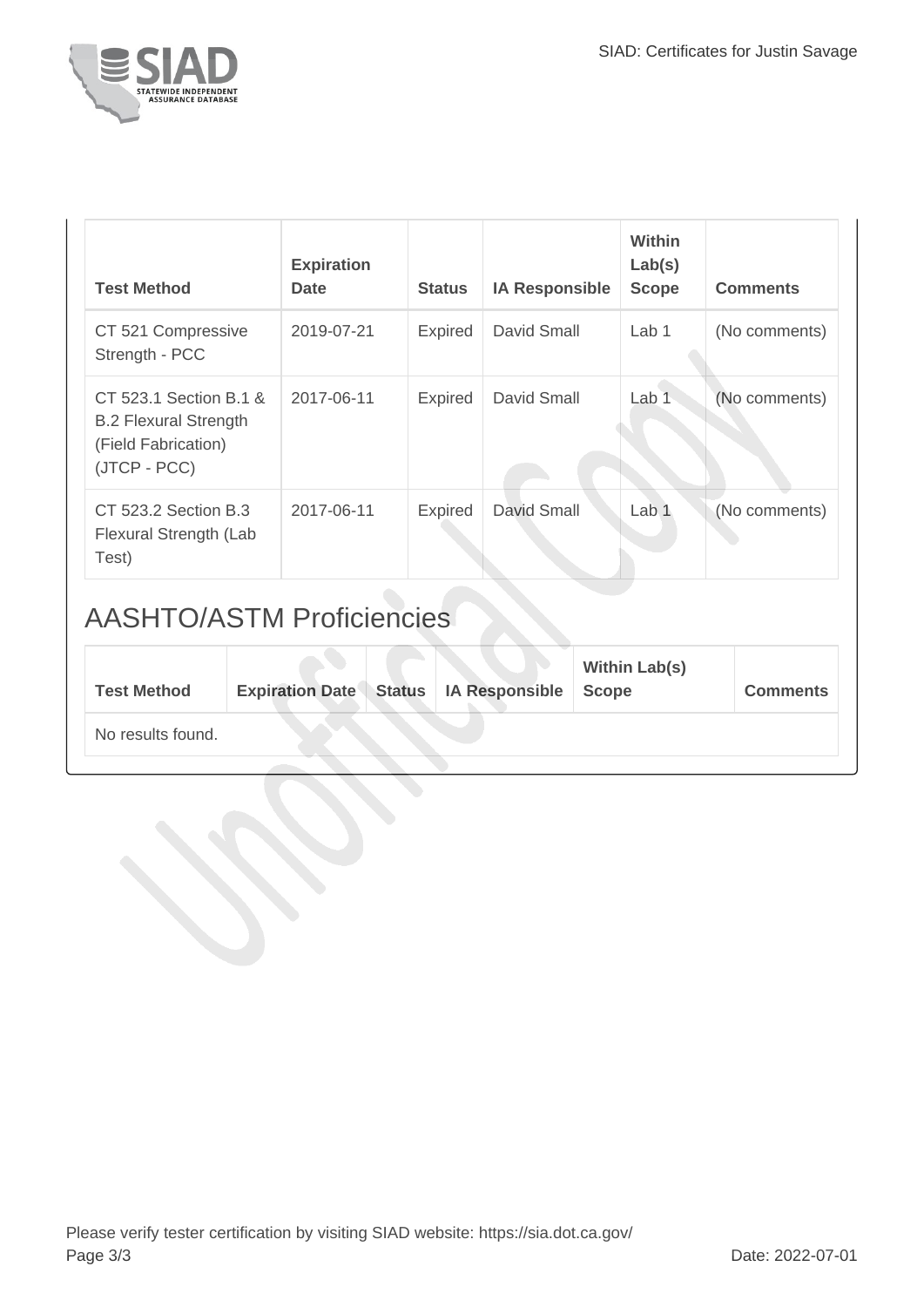| Test Method | Expiration Date | Status | IA Responsible | Within Lab(s) Scope | Comments |
| --- | --- | --- | --- | --- | --- |
| CT 521 Compressive Strength - PCC | 2019-07-21 | Expired | David Small | Lab 1 | (No comments) |
| CT 523.1 Section B.1 & B.2 Flexural Strength (Field Fabrication) (JTCP - PCC) | 2017-06-11 | Expired | David Small | Lab 1 | (No comments) |
| CT 523.2 Section B.3 Flexural Strength (Lab Test) | 2017-06-11 | Expired | David Small | Lab 1 | (No comments) |

## AASHTO/ASTM Proficiencies

| Test Method | Expiration Date | Status | IA Responsible | Within Lab(s) Scope | Comments |
| --- | --- | --- | --- | --- | --- |
| No results found. | | | | | |

Please verify tester certification by visiting SIAD website: https://sia.dot.ca.gov/

Date: 2022-07-01